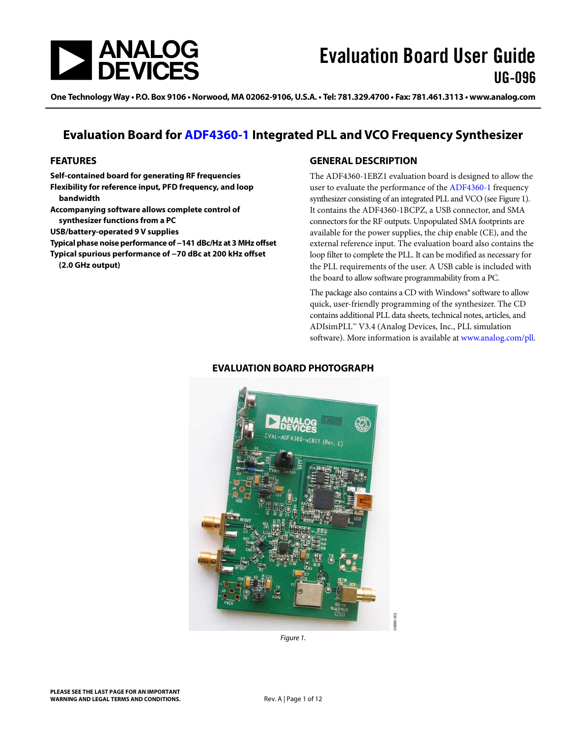# Evaluation Board User Guide

## UG-096

One Technology Way • P.O. Box 9106 • Norwood, MA 02062-9106, U.S.A. • Tel: 781.329.4700 • Fax: 781.461.3113 • www.analog.com

# Evaluation Board for ADF4360-1 Integrated PLL and VCO Frequency Synthesizer

## FEATURES

**Self-contained board for generating RF frequencies**
**Flexibility for reference input, PFD frequency, and loop bandwidth**
**Accompanying software allows complete control of synthesizer functions from a PC**
**USB/battery-operated 9 V supplies**
**Typical phase noise performance of −141 dBc/Hz at 3 MHz offset**
**Typical spurious performance of −70 dBc at 200 kHz offset (2.0 GHz output)**

## GENERAL DESCRIPTION

The ADF4360-1EBZ1 evaluation board is designed to allow the user to evaluate the performance of the ADF4360-1 frequency synthesizer consisting of an integrated PLL and VCO (see Figure 1). It contains the ADF4360-1BCPZ, a USB connector, and SMA connectors for the RF outputs. Unpopulated SMA footprints are available for the power supplies, the chip enable (CE), and the external reference input. The evaluation board also contains the loop filter to complete the PLL. It can be modified as necessary for the PLL requirements of the user. A USB cable is included with the board to allow software programmability from a PC.

The package also contains a CD with Windows® software to allow quick, user-friendly programming of the synthesizer. The CD contains additional PLL data sheets, technical notes, articles, and ADIsimPLL™ V3.4 (Analog Devices, Inc., PLL simulation software). More information is available at www.analog.com/pll.

## EVALUATION BOARD PHOTOGRAPH

*Figure 1.*

PLEASE SEE THE LAST PAGE FOR AN IMPORTANT WARNING AND LEGAL TERMS AND CONDITIONS.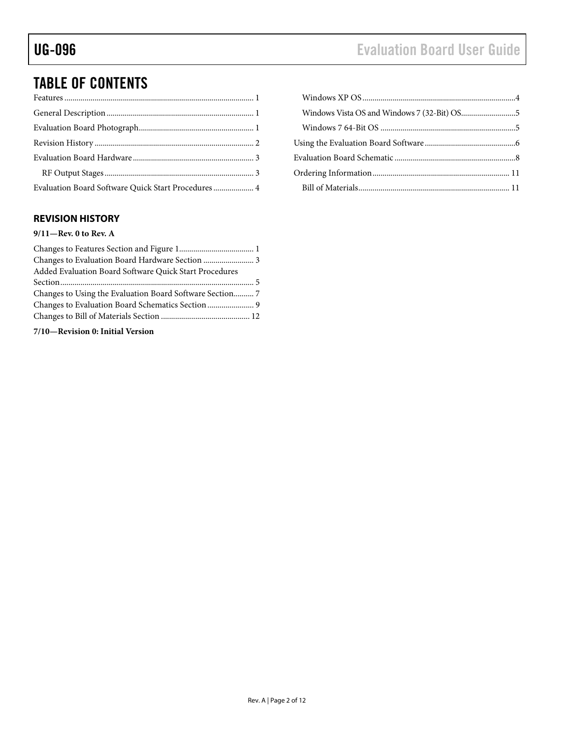# TABLE OF CONTENTS

Features ... 1
General Description ... 1
Evaluation Board Photograph ... 1
Revision History ... 2
Evaluation Board Hardware ... 3
  RF Output Stages ... 3
Evaluation Board Software Quick Start Procedures ... 4
  Windows XP OS ... 4
  Windows Vista OS and Windows 7 (32-Bit) OS ... 5
  Windows 7 64-Bit OS ... 5
Using the Evaluation Board Software ... 6
Evaluation Board Schematic ... 8
Ordering Information ... 11
  Bill of Materials ... 11

## REVISION HISTORY

**9/11—Rev. 0 to Rev. A**

Changes to Features Section and Figure 1 ... 1
Changes to Evaluation Board Hardware Section ... 3
Added Evaluation Board Software Quick Start Procedures Section ... 5
Changes to Using the Evaluation Board Software Section ... 7
Changes to Evaluation Board Schematics Section ... 9
Changes to Bill of Materials Section ... 12

**7/10—Revision 0: Initial Version**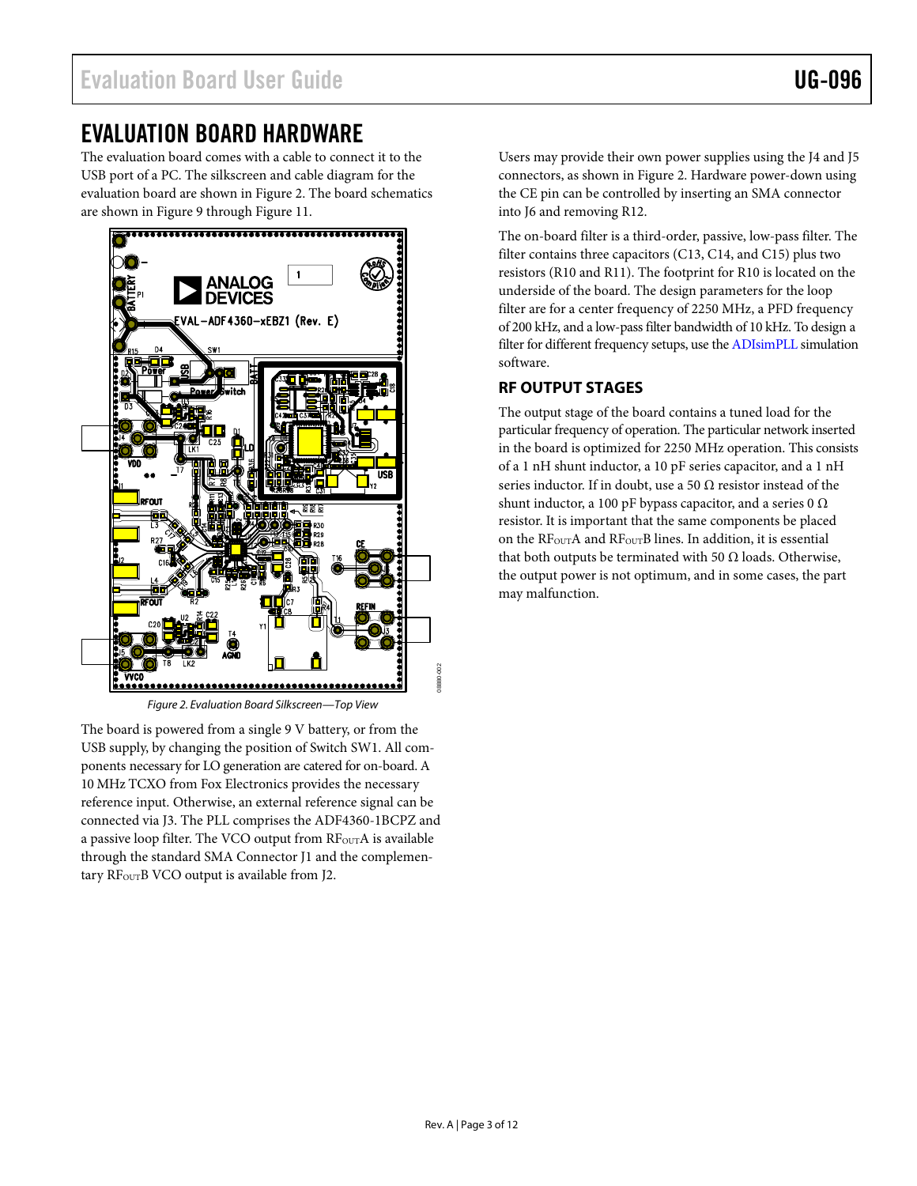## EVALUATION BOARD HARDWARE

The evaluation board comes with a cable to connect it to the USB port of a PC. The silkscreen and cable diagram for the evaluation board are shown in Figure 2. The board schematics are shown in Figure 9 through Figure 11.

Figure 2. Evaluation Board Silkscreen—Top View

The board is powered from a single 9 V battery, or from the USB supply, by changing the position of Switch SW1. All components necessary for LO generation are catered for on-board. A 10 MHz TCXO from Fox Electronics provides the necessary reference input. Otherwise, an external reference signal can be connected via J3. The PLL comprises the ADF4360-1BCPZ and a passive loop filter. The VCO output from $RF_{OUT}A$ is available through the standard SMA Connector J1 and the complementary $RF_{OUT}B$ VCO output is available from J2.

Users may provide their own power supplies using the J4 and J5 connectors, as shown in Figure 2. Hardware power-down using the CE pin can be controlled by inserting an SMA connector into J6 and removing R12.

The on-board filter is a third-order, passive, low-pass filter. The filter contains three capacitors (C13, C14, and C15) plus two resistors (R10 and R11). The footprint for R10 is located on the underside of the board. The design parameters for the loop filter are for a center frequency of 2250 MHz, a PFD frequency of 200 kHz, and a low-pass filter bandwidth of 10 kHz. To design a filter for different frequency setups, use the ADIsimPLL simulation software.

### RF OUTPUT STAGES

The output stage of the board contains a tuned load for the particular frequency of operation. The particular network inserted in the board is optimized for 2250 MHz operation. This consists of a 1 nH shunt inductor, a 10 pF series capacitor, and a 1 nH series inductor. If in doubt, use a 50 Ω resistor instead of the shunt inductor, a 100 pF bypass capacitor, and a series 0 Ω resistor. It is important that the same components be placed on the $RF_{OUT}A$ and $RF_{OUT}B$ lines. In addition, it is essential that both outputs be terminated with 50 Ω loads. Otherwise, the output power is not optimum, and in some cases, the part may malfunction.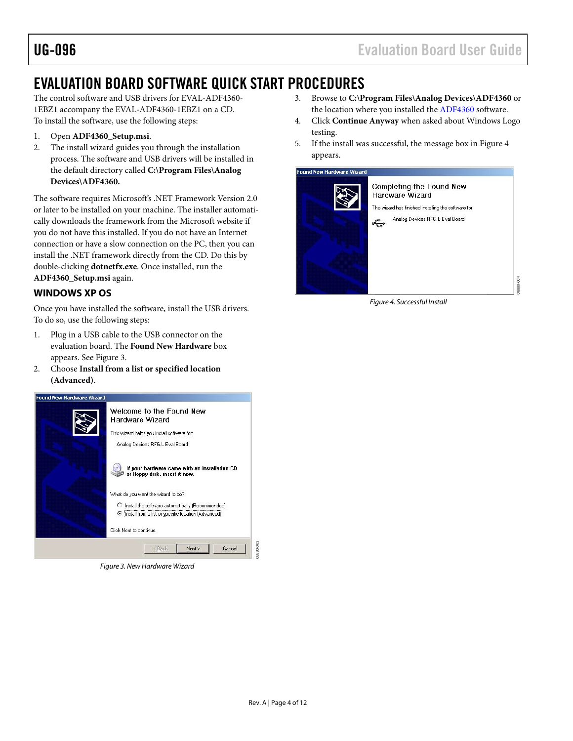# EVALUATION BOARD SOFTWARE QUICK START PROCEDURES

The control software and USB drivers for EVAL-ADF4360-1EBZ1 accompany the EVAL-ADF4360-1EBZ1 on a CD. To install the software, use the following steps:

1. Open **ADF4360_Setup.msi**.
2. The install wizard guides you through the installation process. The software and USB drivers will be installed in the default directory called **C:\Program Files\Analog Devices\ADF4360.**

The software requires Microsoft's .NET Framework Version 2.0 or later to be installed on your machine. The installer automatically downloads the framework from the Microsoft website if you do not have this installed. If you do not have an Internet connection or have a slow connection on the PC, then you can install the .NET framework directly from the CD. Do this by double-clicking **dotnetfx.exe**. Once installed, run the **ADF4360_Setup.msi** again.

## WINDOWS XP OS

Once you have installed the software, install the USB drivers. To do so, use the following steps:

1. Plug in a USB cable to the USB connector on the evaluation board. The **Found New Hardware** box appears. See Figure 3.
2. Choose **Install from a list or specified location (Advanced)**.

*Figure 3. New Hardware Wizard*

3. Browse to **C:\Program Files\Analog Devices\ADF4360** or the location where you installed the ADF4360 software.
4. Click **Continue Anyway** when asked about Windows Logo testing.
5. If the install was successful, the message box in Figure 4 appears.

*Figure 4. Successful Install*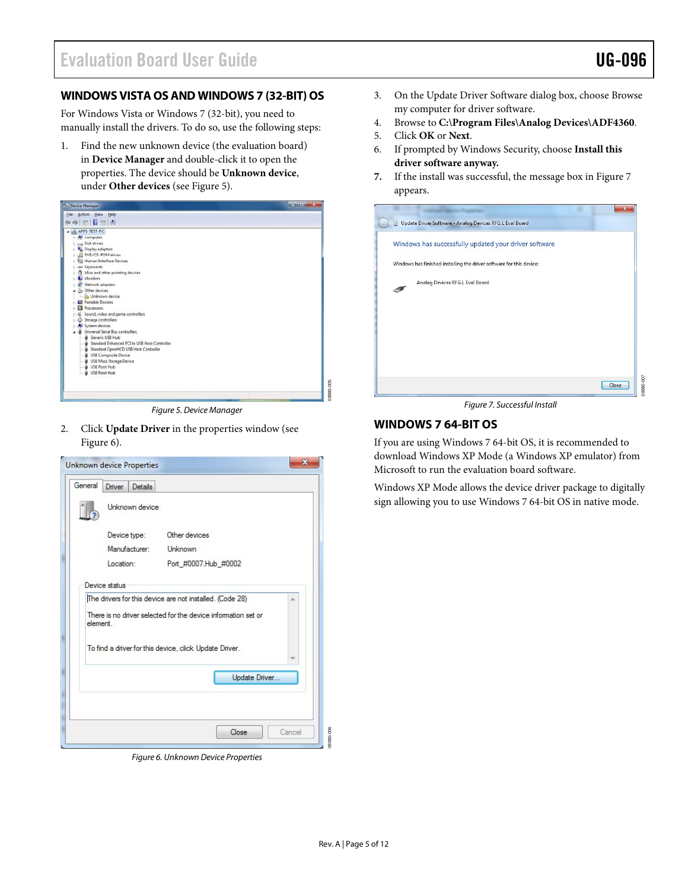## WINDOWS VISTA OS AND WINDOWS 7 (32-BIT) OS

For Windows Vista or Windows 7 (32-bit), you need to manually install the drivers. To do so, use the following steps:

1. Find the new unknown device (the evaluation board) in **Device Manager** and double-click it to open the properties. The device should be **Unknown device**, under **Other devices** (see Figure 5).

*Figure 5. Device Manager*

2. Click **Update Driver** in the properties window (see Figure 6).

*Figure 6. Unknown Device Properties*

3. On the Update Driver Software dialog box, choose Browse my computer for driver software.
4. Browse to **C:\Program Files\Analog Devices\ADF4360**.
5. Click **OK** or **Next**.
6. If prompted by Windows Security, choose **Install this driver software anyway.**
7. If the install was successful, the message box in Figure 7 appears.

*Figure 7. Successful Install*

## WINDOWS 7 64-BIT OS

If you are using Windows 7 64-bit OS, it is recommended to download Windows XP Mode (a Windows XP emulator) from Microsoft to run the evaluation board software.

Windows XP Mode allows the device driver package to digitally sign allowing you to use Windows 7 64-bit OS in native mode.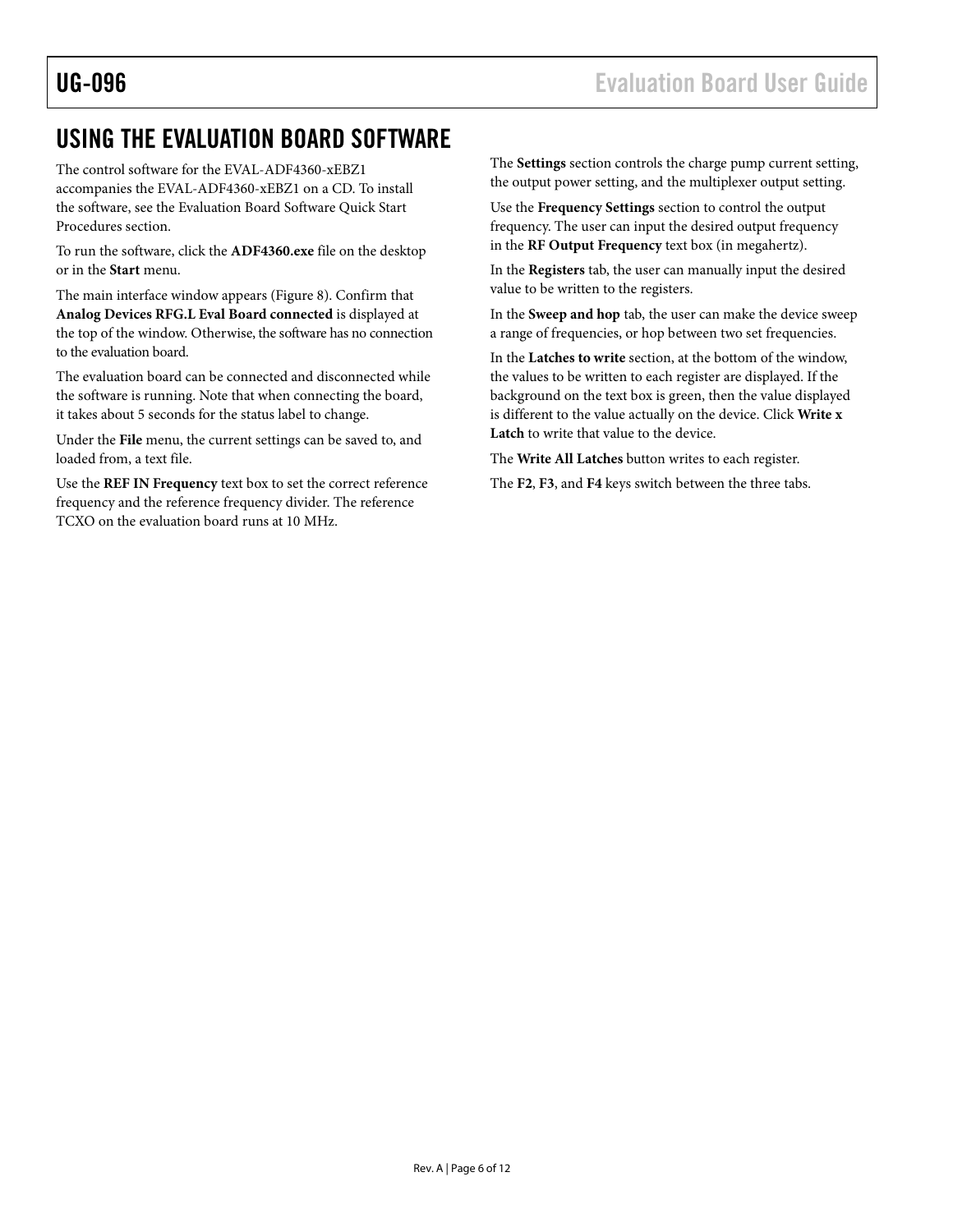## USING THE EVALUATION BOARD SOFTWARE

The control software for the EVAL-ADF4360-xEBZ1 accompanies the EVAL-ADF4360-xEBZ1 on a CD. To install the software, see the Evaluation Board Software Quick Start Procedures section.

To run the software, click the **ADF4360.exe** file on the desktop or in the **Start** menu.

The main interface window appears (Figure 8). Confirm that **Analog Devices RFG.L Eval Board connected** is displayed at the top of the window. Otherwise, the software has no connection to the evaluation board.

The evaluation board can be connected and disconnected while the software is running. Note that when connecting the board, it takes about 5 seconds for the status label to change.

Under the **File** menu, the current settings can be saved to, and loaded from, a text file.

Use the **REF IN Frequency** text box to set the correct reference frequency and the reference frequency divider. The reference TCXO on the evaluation board runs at 10 MHz.

The **Settings** section controls the charge pump current setting, the output power setting, and the multiplexer output setting.

Use the **Frequency Settings** section to control the output frequency. The user can input the desired output frequency in the **RF Output Frequency** text box (in megahertz).

In the **Registers** tab, the user can manually input the desired value to be written to the registers.

In the **Sweep and hop** tab, the user can make the device sweep a range of frequencies, or hop between two set frequencies.

In the **Latches to write** section, at the bottom of the window, the values to be written to each register are displayed. If the background on the text box is green, then the value displayed is different to the value actually on the device. Click **Write x Latch** to write that value to the device.

The **Write All Latches** button writes to each register.

The **F2**, **F3**, and **F4** keys switch between the three tabs.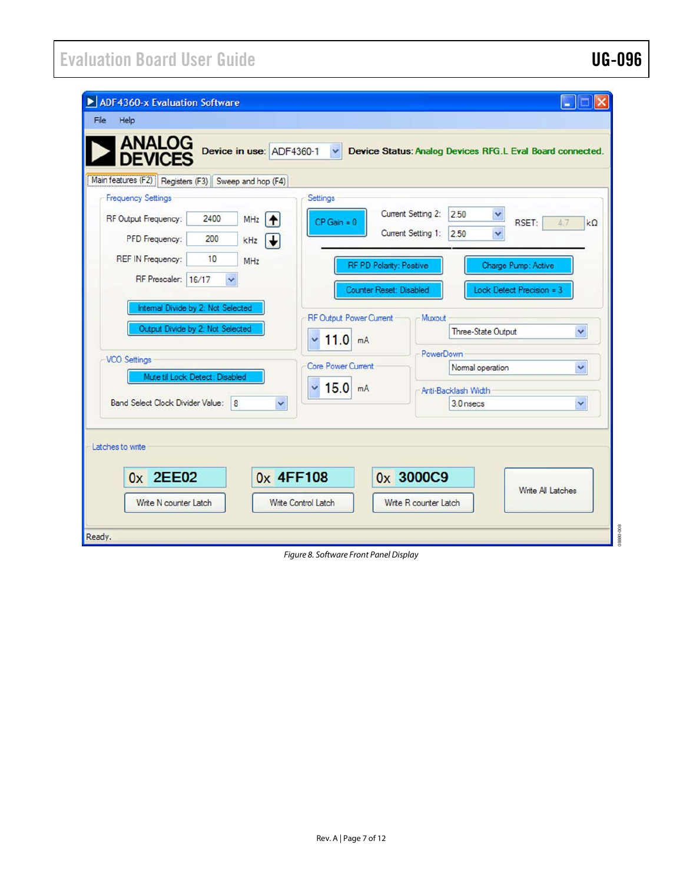Figure 8. Software Front Panel Display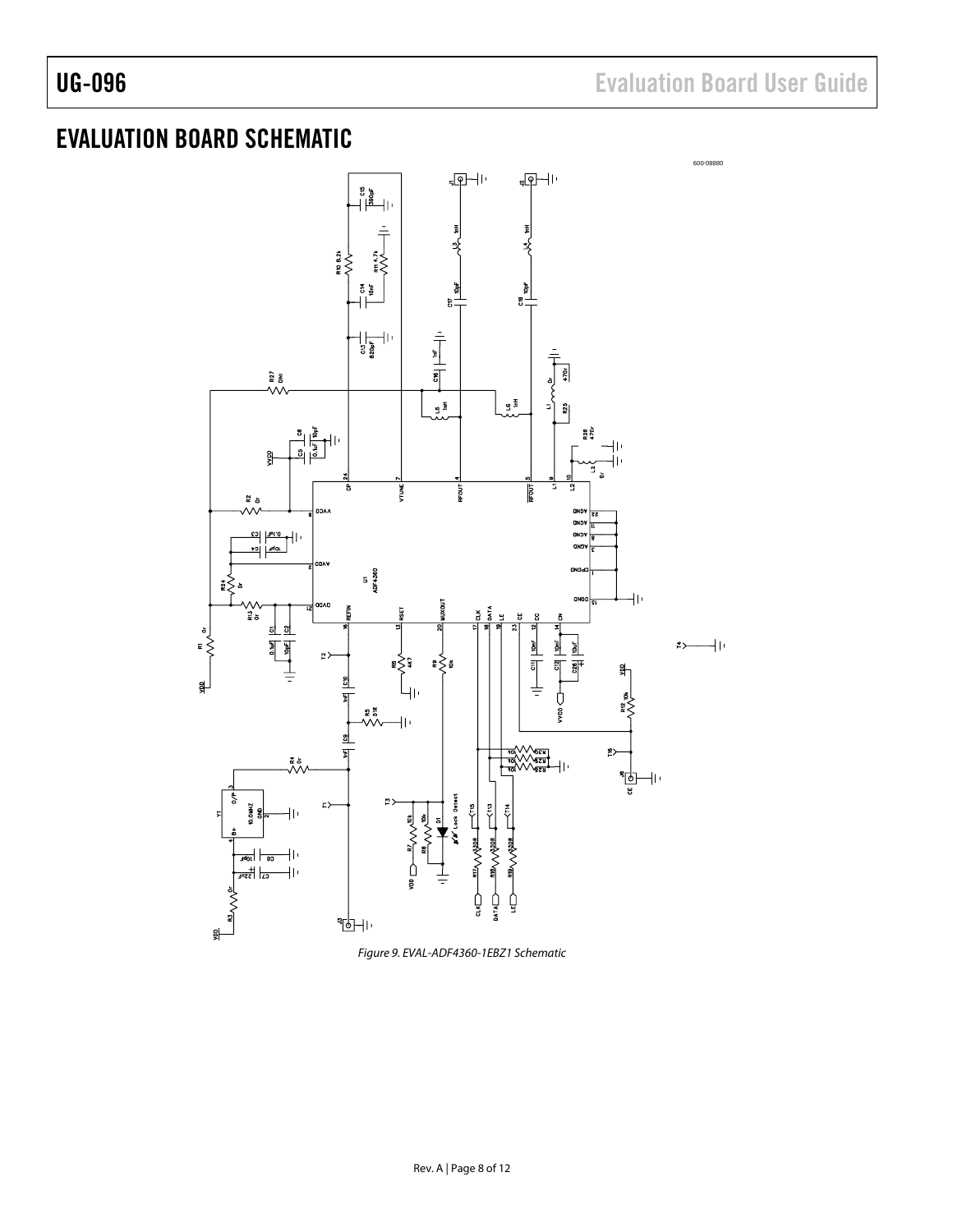## EVALUATION BOARD SCHEMATIC

Figure 9. EVAL-ADF4360-1EBZ1 Schematic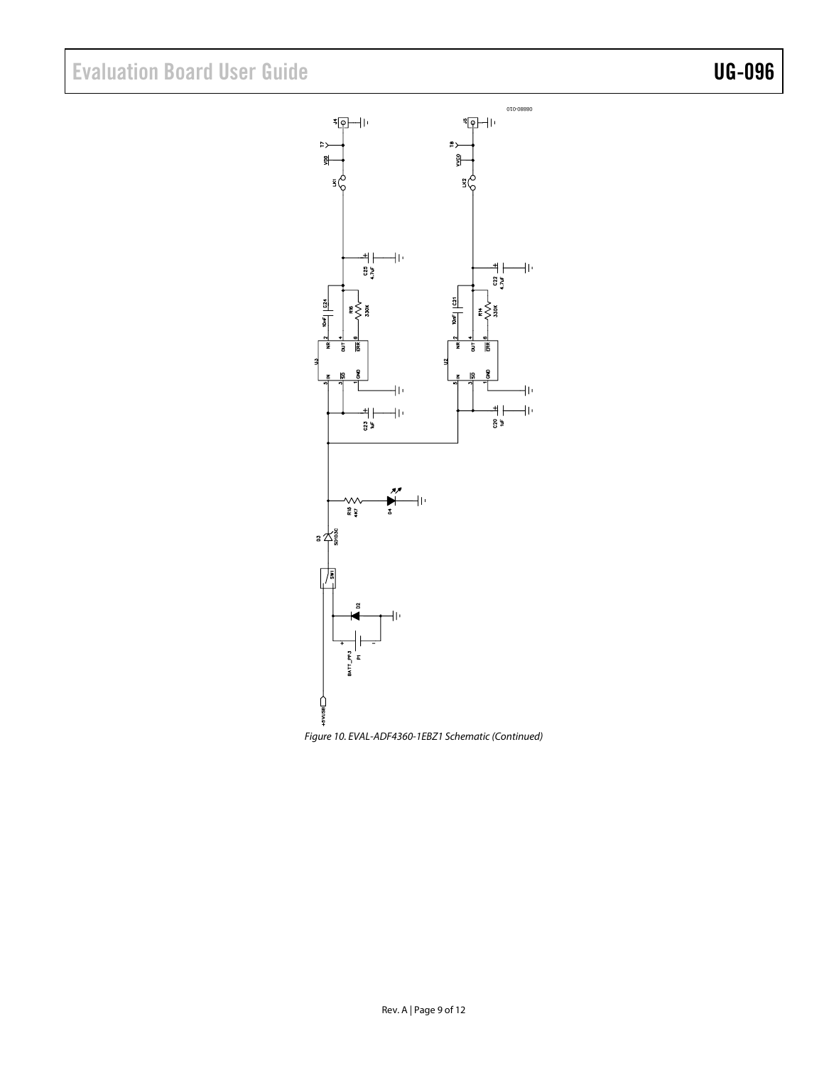Figure 10. EVAL-ADF4360-1EBZ1 Schematic (Continued)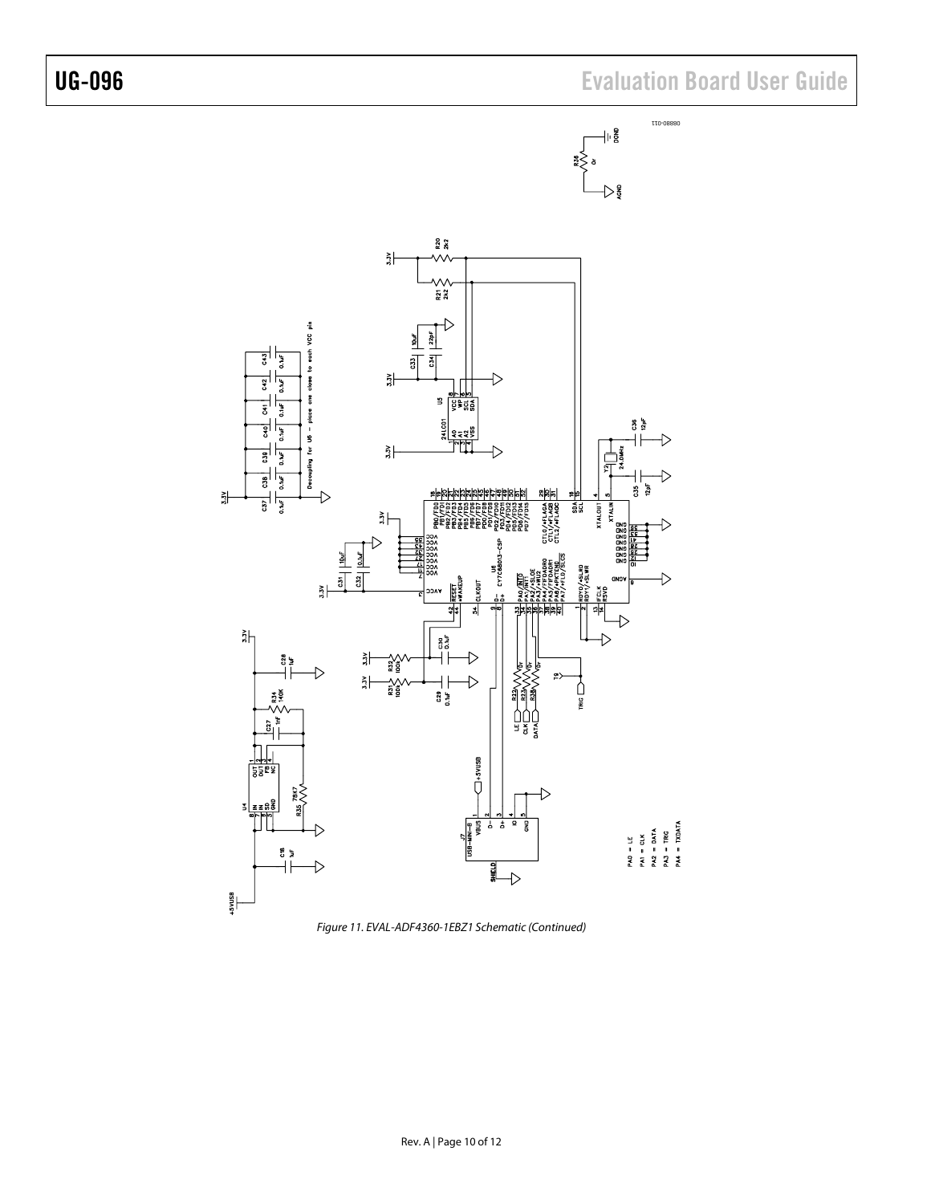Figure 11. EVAL-ADF4360-1EBZ1 Schematic (Continued)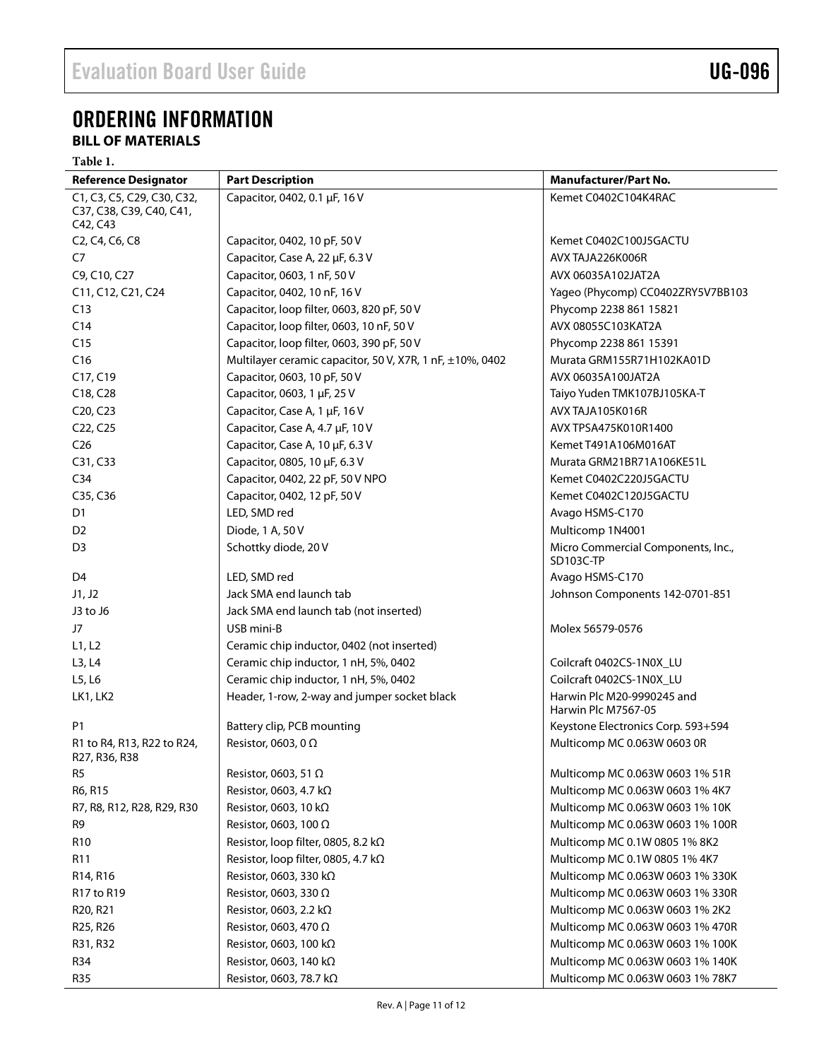# ORDERING INFORMATION

## BILL OF MATERIALS

**Table 1.**

| Reference Designator | Part Description | Manufacturer/Part No. |
|---|---|---|
| C1, C3, C5, C29, C30, C32, C37, C38, C39, C40, C41, C42, C43 | Capacitor, 0402, 0.1 μF, 16 V | Kemet C0402C104K4RAC |
| C2, C4, C6, C8 | Capacitor, 0402, 10 pF, 50 V | Kemet C0402C100J5GACTU |
| C7 | Capacitor, Case A, 22 μF, 6.3 V | AVX TAJA226K006R |
| C9, C10, C27 | Capacitor, 0603, 1 nF, 50 V | AVX 06035A102JAT2A |
| C11, C12, C21, C24 | Capacitor, 0402, 10 nF, 16 V | Yageo (Phycomp) CC0402ZRY5V7BB103 |
| C13 | Capacitor, loop filter, 0603, 820 pF, 50 V | Phycomp 2238 861 15821 |
| C14 | Capacitor, loop filter, 0603, 10 nF, 50 V | AVX 08055C103KAT2A |
| C15 | Capacitor, loop filter, 0603, 390 pF, 50 V | Phycomp 2238 861 15391 |
| C16 | Multilayer ceramic capacitor, 50 V, X7R, 1 nF, ±10%, 0402 | Murata GRM155R71H102KA01D |
| C17, C19 | Capacitor, 0603, 10 pF, 50 V | AVX 06035A100JAT2A |
| C18, C28 | Capacitor, 0603, 1 μF, 25 V | Taiyo Yuden TMK107BJ105KA-T |
| C20, C23 | Capacitor, Case A, 1 μF, 16 V | AVX TAJA105K016R |
| C22, C25 | Capacitor, Case A, 4.7 μF, 10 V | AVX TPSA475K010R1400 |
| C26 | Capacitor, Case A, 10 μF, 6.3 V | Kemet T491A106M016AT |
| C31, C33 | Capacitor, 0805, 10 μF, 6.3 V | Murata GRM21BR71A106KE51L |
| C34 | Capacitor, 0402, 22 pF, 50 V NPO | Kemet C0402C220J5GACTU |
| C35, C36 | Capacitor, 0402, 12 pF, 50 V | Kemet C0402C120J5GACTU |
| D1 | LED, SMD red | Avago HSMS-C170 |
| D2 | Diode, 1 A, 50 V | Multicomp 1N4001 |
| D3 | Schottky diode, 20 V | Micro Commercial Components, Inc., SD103C-TP |
| D4 | LED, SMD red | Avago HSMS-C170 |
| J1, J2 | Jack SMA end launch tab | Johnson Components 142-0701-851 |
| J3 to J6 | Jack SMA end launch tab (not inserted) | |
| J7 | USB mini-B | Molex 56579-0576 |
| L1, L2 | Ceramic chip inductor, 0402 (not inserted) | |
| L3, L4 | Ceramic chip inductor, 1 nH, 5%, 0402 | Coilcraft 0402CS-1N0X_LU |
| L5, L6 | Ceramic chip inductor, 1 nH, 5%, 0402 | Coilcraft 0402CS-1N0X_LU |
| LK1, LK2 | Header, 1-row, 2-way and jumper socket black | Harwin Plc M20-9990245 and Harwin Plc M7567-05 |
| P1 | Battery clip, PCB mounting | Keystone Electronics Corp. 593+594 |
| R1 to R4, R13, R22 to R24, R27, R36, R38 | Resistor, 0603, 0 Ω | Multicomp MC 0.063W 0603 0R |
| R5 | Resistor, 0603, 51 Ω | Multicomp MC 0.063W 0603 1% 51R |
| R6, R15 | Resistor, 0603, 4.7 kΩ | Multicomp MC 0.063W 0603 1% 4K7 |
| R7, R8, R12, R28, R29, R30 | Resistor, 0603, 10 kΩ | Multicomp MC 0.063W 0603 1% 10K |
| R9 | Resistor, 0603, 100 Ω | Multicomp MC 0.063W 0603 1% 100R |
| R10 | Resistor, loop filter, 0805, 8.2 kΩ | Multicomp MC 0.1W 0805 1% 8K2 |
| R11 | Resistor, loop filter, 0805, 4.7 kΩ | Multicomp MC 0.1W 0805 1% 4K7 |
| R14, R16 | Resistor, 0603, 330 kΩ | Multicomp MC 0.063W 0603 1% 330K |
| R17 to R19 | Resistor, 0603, 330 Ω | Multicomp MC 0.063W 0603 1% 330R |
| R20, R21 | Resistor, 0603, 2.2 kΩ | Multicomp MC 0.063W 0603 1% 2K2 |
| R25, R26 | Resistor, 0603, 470 Ω | Multicomp MC 0.063W 0603 1% 470R |
| R31, R32 | Resistor, 0603, 100 kΩ | Multicomp MC 0.063W 0603 1% 100K |
| R34 | Resistor, 0603, 140 kΩ | Multicomp MC 0.063W 0603 1% 140K |
| R35 | Resistor, 0603, 78.7 kΩ | Multicomp MC 0.063W 0603 1% 78K7 |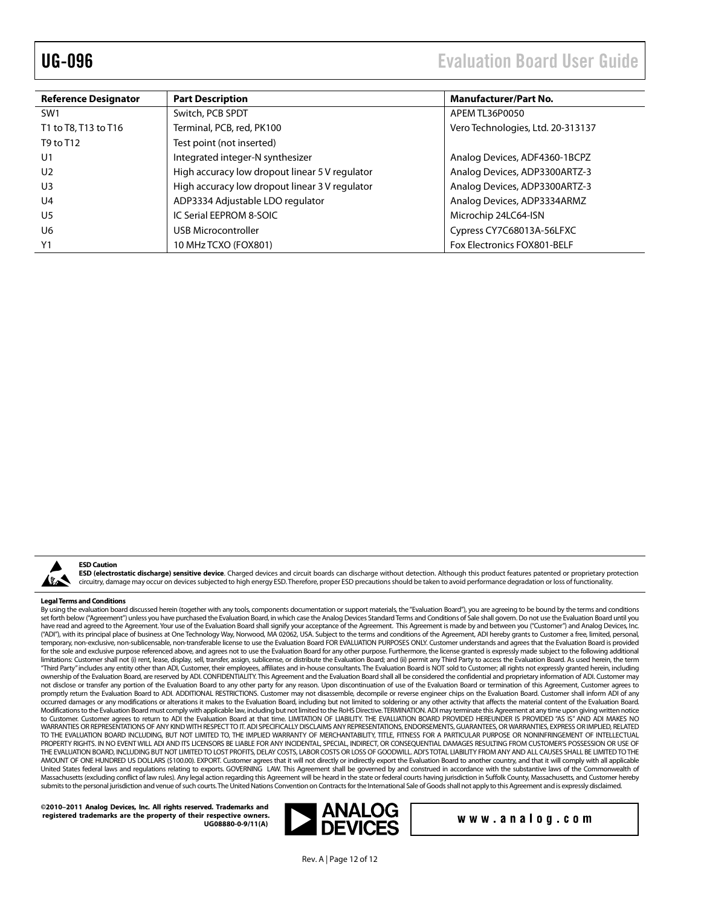| Reference Designator | Part Description | Manufacturer/Part No. |
| --- | --- | --- |
| SW1 | Switch, PCB SPDT | APEM TL36P0050 |
| T1 to T8, T13 to T16 | Terminal, PCB, red, PK100 | Vero Technologies, Ltd. 20-313137 |
| T9 to T12 | Test point (not inserted) | |
| U1 | Integrated integer-N synthesizer | Analog Devices, ADF4360-1BCPZ |
| U2 | High accuracy low dropout linear 5 V regulator | Analog Devices, ADP3300ARTZ-3 |
| U3 | High accuracy low dropout linear 3 V regulator | Analog Devices, ADP3300ARTZ-3 |
| U4 | ADP3334 Adjustable LDO regulator | Analog Devices, ADP3334ARMZ |
| U5 | IC Serial EEPROM 8-SOIC | Microchip 24LC64-ISN |
| U6 | USB Microcontroller | Cypress CY7C68013A-56LFXC |
| Y1 | 10 MHz TCXO (FOX801) | Fox Electronics FOX801-BELF |

**ESD Caution**

**ESD (electrostatic discharge) sensitive device**. Charged devices and circuit boards can discharge without detection. Although this product features patented or proprietary protection circuitry, damage may occur on devices subjected to high energy ESD. Therefore, proper ESD precautions should be taken to avoid performance degradation or loss of functionality.

**Legal Terms and Conditions**

By using the evaluation board discussed herein (together with any tools, components documentation or support materials, the "Evaluation Board"), you are agreeing to be bound by the terms and conditions set forth below ("Agreement") unless you have purchased the Evaluation Board, in which case the Analog Devices Standard Terms and Conditions of Sale shall govern. Do not use the Evaluation Board until you have read and agreed to the Agreement. Your use of the Evaluation Board shall signify your acceptance of the Agreement. This Agreement is made by and between you ("Customer") and Analog Devices, Inc. ("ADI"), with its principal place of business at One Technology Way, Norwood, MA 02062, USA. Subject to the terms and conditions of the Agreement, ADI hereby grants to Customer a free, limited, personal, temporary, non-exclusive, non-sublicensable, non-transferable license to use the Evaluation Board FOR EVALUATION PURPOSES ONLY. Customer understands and agrees that the Evaluation Board is provided for the sole and exclusive purpose referenced above, and agrees not to use the Evaluation Board for any other purpose. Furthermore, the license granted is expressly made subject to the following additional limitations: Customer shall not (i) rent, lease, display, sell, transfer, assign, sublicense, or distribute the Evaluation Board; and (ii) permit any Third Party to access the Evaluation Board. As used herein, the term "Third Party" includes any entity other than ADI, Customer, their employees, affiliates and in-house consultants. The Evaluation Board is NOT sold to Customer; all rights not expressly granted herein, including ownership of the Evaluation Board, are reserved by ADI. CONFIDENTIALITY. This Agreement and the Evaluation Board shall all be considered the confidential and proprietary information of ADI. Customer may not disclose or transfer any portion of the Evaluation Board to any other party for any reason. Upon discontinuation of use of the Evaluation Board or termination of this Agreement, Customer agrees to promptly return the Evaluation Board to ADI. ADDITIONAL RESTRICTIONS. Customer may not disassemble, decompile or reverse engineer chips on the Evaluation Board. Customer shall inform ADI of any occurred damages or any modifications or alterations it makes to the Evaluation Board, including but not limited to soldering or any other activity that affects the material content of the Evaluation Board. Modifications to the Evaluation Board must comply with applicable law, including but not limited to the RoHS Directive. TERMINATION. ADI may terminate this Agreement at any time upon giving written notice to Customer. Customer agrees to return to ADI the Evaluation Board at that time. LIMITATION OF LIABILITY. THE EVALUATION BOARD PROVIDED HEREUNDER IS PROVIDED "AS IS" AND ADI MAKES NO WARRANTIES OR REPRESENTATIONS OF ANY KIND WITH RESPECT TO IT. ADI SPECIFICALLY DISCLAIMS ANY REPRESENTATIONS, ENDORSEMENTS, GUARANTEES, OR WARRANTIES, EXPRESS OR IMPLIED, RELATED TO THE EVALUATION BOARD INCLUDING, BUT NOT LIMITED TO, THE IMPLIED WARRANTY OF MERCHANTABILITY, TITLE, FITNESS FOR A PARTICULAR PURPOSE OR NONINFRINGEMENT OF INTELLECTUAL PROPERTY RIGHTS. IN NO EVENT WILL ADI AND ITS LICENSORS BE LIABLE FOR ANY INCIDENTAL, SPECIAL, INDIRECT, OR CONSEQUENTIAL DAMAGES RESULTING FROM CUSTOMER'S POSSESSION OR USE OF THE EVALUATION BOARD, INCLUDING BUT NOT LIMITED TO LOST PROFITS, DELAY COSTS, LABOR COSTS OR LOSS OF GOODWILL. ADI'S TOTAL LIABILITY FROM ANY AND ALL CAUSES SHALL BE LIMITED TO THE AMOUNT OF ONE HUNDRED US DOLLARS ($100.00). EXPORT. Customer agrees that it will not directly or indirectly export the Evaluation Board to another country, and that it will comply with all applicable United States federal laws and regulations relating to exports. GOVERNING LAW. This Agreement shall be governed by and construed in accordance with the substantive laws of the Commonwealth of Massachusetts (excluding conflict of law rules). Any legal action regarding this Agreement will be heard in the state or federal courts having jurisdiction in Suffolk County, Massachusetts, and Customer hereby submits to the personal jurisdiction and venue of such courts. The United Nations Convention on Contracts for the International Sale of Goods shall not apply to this Agreement and is expressly disclaimed.

**©2010–2011 Analog Devices, Inc. All rights reserved. Trademarks and registered trademarks are the property of their respective owners. UG08880-0-9/11(A)**

ANALOG DEVICES

www.analog.com